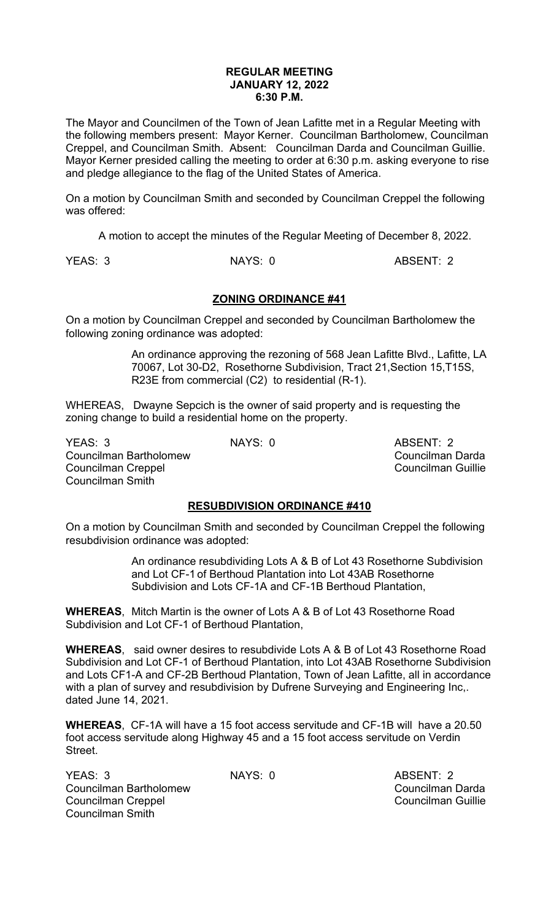**REGULAR MEETING**
**JANUARY 12, 2022**
**6:30 P.M.**

The Mayor and Councilmen of the Town of Jean Lafitte met in a Regular Meeting with the following members present: Mayor Kerner. Councilman Bartholomew, Councilman Creppel, and Councilman Smith. Absent: Councilman Darda and Councilman Guillie. Mayor Kerner presided calling the meeting to order at 6:30 p.m. asking everyone to rise and pledge allegiance to the flag of the United States of America.

On a motion by Councilman Smith and seconded by Councilman Creppel the following was offered:

A motion to accept the minutes of the Regular Meeting of December 8, 2022.

YEAS: 3 NAYS: 0 ABSENT: 2

## ZONING ORDINANCE #41

On a motion by Councilman Creppel and seconded by Councilman Bartholomew the following zoning ordinance was adopted:

> An ordinance approving the rezoning of 568 Jean Lafitte Blvd., Lafitte, LA 70067, Lot 30-D2, Rosethorne Subdivision, Tract 21,Section 15,T15S, R23E from commercial (C2) to residential (R-1).

WHEREAS, Dwayne Sepcich is the owner of said property and is requesting the zoning change to build a residential home on the property.

| YEAS: 3 | NAYS: 0 | ABSENT: 2 |
|---|---|---|
| Councilman Bartholomew | | Councilman Darda |
| Councilman Creppel | | Councilman Guillie |
| Councilman Smith | | |

## RESUBDIVISION ORDINANCE #410

On a motion by Councilman Smith and seconded by Councilman Creppel the following resubdivision ordinance was adopted:

> An ordinance resubdividing Lots A & B of Lot 43 Rosethorne Subdivision and Lot CF-1 of Berthoud Plantation into Lot 43AB Rosethorne Subdivision and Lots CF-1A and CF-1B Berthoud Plantation,

**WHEREAS**, Mitch Martin is the owner of Lots A & B of Lot 43 Rosethorne Road Subdivision and Lot CF-1 of Berthoud Plantation,

**WHEREAS**, said owner desires to resubdivide Lots A & B of Lot 43 Rosethorne Road Subdivision and Lot CF-1 of Berthoud Plantation, into Lot 43AB Rosethorne Subdivision and Lots CF1-A and CF-2B Berthoud Plantation, Town of Jean Lafitte, all in accordance with a plan of survey and resubdivision by Dufrene Surveying and Engineering Inc,. dated June 14, 2021.

**WHEREAS**, CF-1A will have a 15 foot access servitude and CF-1B will have a 20.50 foot access servitude along Highway 45 and a 15 foot access servitude on Verdin Street.

| YEAS: 3 | NAYS: 0 | ABSENT: 2 |
|---|---|---|
| Councilman Bartholomew | | Councilman Darda |
| Councilman Creppel | | Councilman Guillie |
| Councilman Smith | | |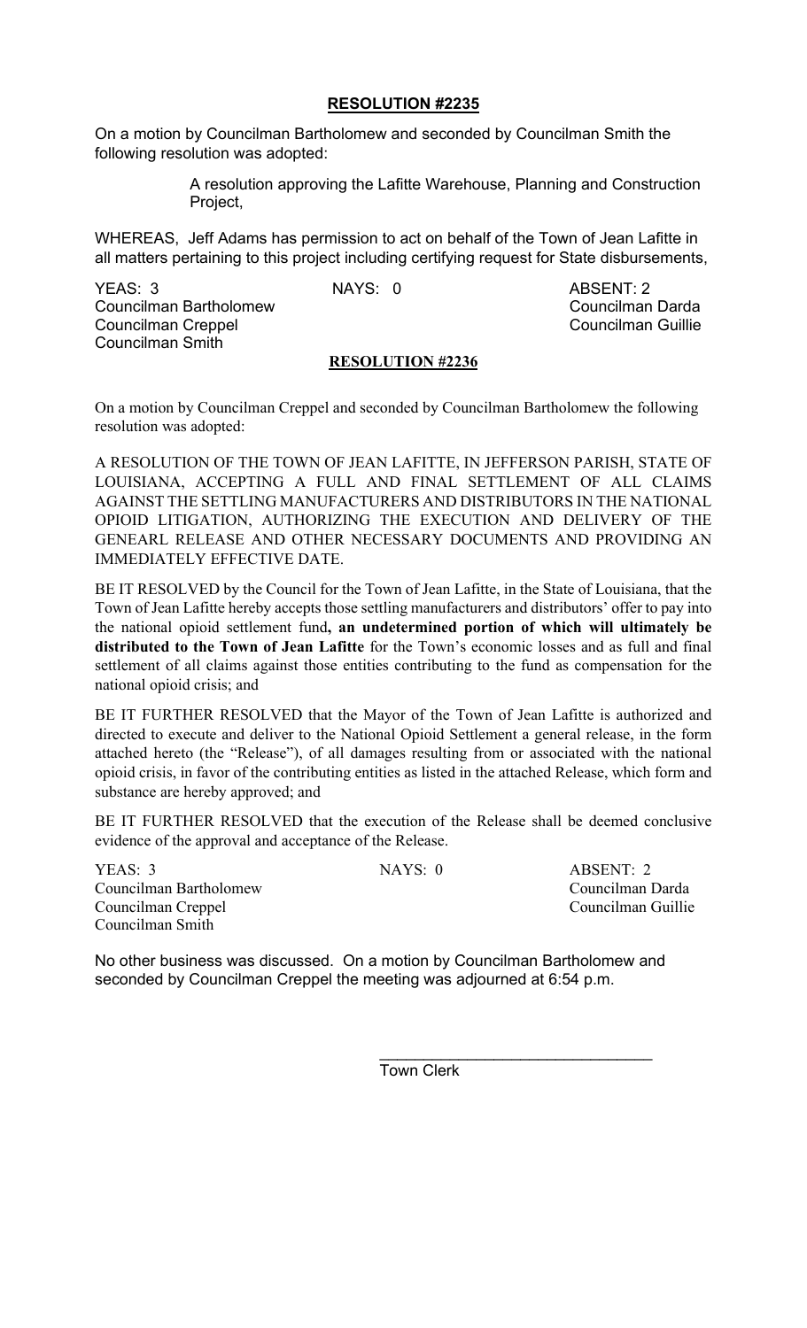**RESOLUTION #2235**

On a motion by Councilman Bartholomew and seconded by Councilman Smith the following resolution was adopted:

> A resolution approving the Lafitte Warehouse, Planning and Construction Project,

WHEREAS, Jeff Adams has permission to act on behalf of the Town of Jean Lafitte in all matters pertaining to this project including certifying request for State disbursements,

| YEAS: 3 | NAYS: 0 | ABSENT: 2 |
|---|---|---|
| Councilman Bartholomew | | Councilman Darda |
| Councilman Creppel | | Councilman Guillie |
| Councilman Smith | | |

**RESOLUTION #2236**

On a motion by Councilman Creppel and seconded by Councilman Bartholomew the following resolution was adopted:

A RESOLUTION OF THE TOWN OF JEAN LAFITTE, IN JEFFERSON PARISH, STATE OF LOUISIANA, ACCEPTING A FULL AND FINAL SETTLEMENT OF ALL CLAIMS AGAINST THE SETTLING MANUFACTURERS AND DISTRIBUTORS IN THE NATIONAL OPIOID LITIGATION, AUTHORIZING THE EXECUTION AND DELIVERY OF THE GENEARL RELEASE AND OTHER NECESSARY DOCUMENTS AND PROVIDING AN IMMEDIATELY EFFECTIVE DATE.

BE IT RESOLVED by the Council for the Town of Jean Lafitte, in the State of Louisiana, that the Town of Jean Lafitte hereby accepts those settling manufacturers and distributors' offer to pay into the national opioid settlement fund**, an undetermined portion of which will ultimately be distributed to the Town of Jean Lafitte** for the Town's economic losses and as full and final settlement of all claims against those entities contributing to the fund as compensation for the national opioid crisis; and

BE IT FURTHER RESOLVED that the Mayor of the Town of Jean Lafitte is authorized and directed to execute and deliver to the National Opioid Settlement a general release, in the form attached hereto (the "Release"), of all damages resulting from or associated with the national opioid crisis, in favor of the contributing entities as listed in the attached Release, which form and substance are hereby approved; and

BE IT FURTHER RESOLVED that the execution of the Release shall be deemed conclusive evidence of the approval and acceptance of the Release.

| YEAS: 3 | NAYS: 0 | ABSENT: 2 |
|---|---|---|
| Councilman Bartholomew | | Councilman Darda |
| Councilman Creppel | | Councilman Guillie |
| Councilman Smith | | |

No other business was discussed. On a motion by Councilman Bartholomew and seconded by Councilman Creppel the meeting was adjourned at 6:54 p.m.

\_\_\_\_\_\_\_\_\_\_\_\_\_\_\_\_\_\_\_\_\_\_\_\_\_\_\_\_\_\_\_\_

Town Clerk